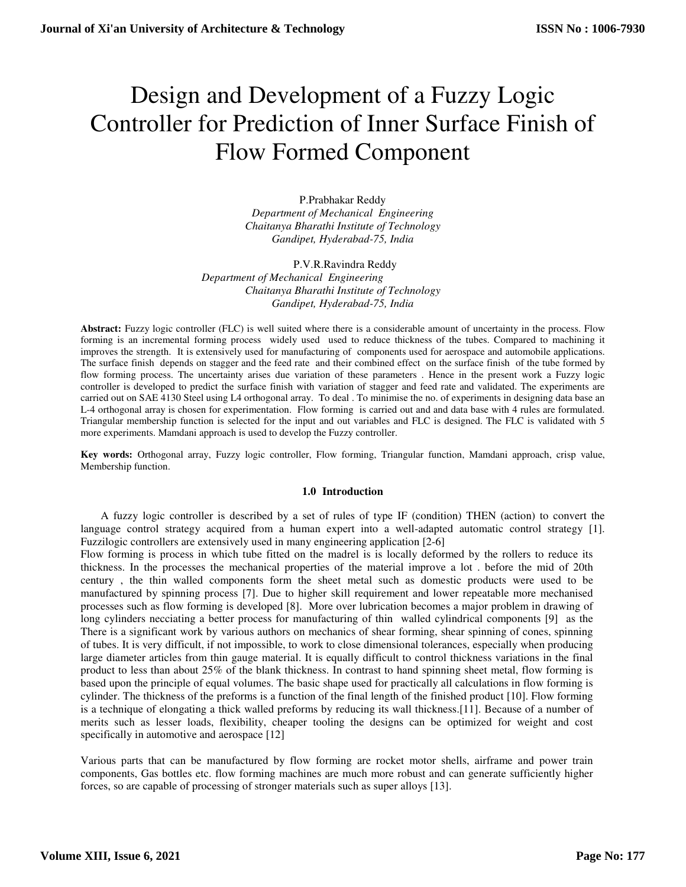# Design and Development of a Fuzzy Logic Controller for Prediction of Inner Surface Finish of Flow Formed Component

P.Prabhakar Reddy
*Department of Mechanical Engineering*
*Chaitanya Bharathi Institute of Technology*
*Gandipet, Hyderabad-75, India*

P.V.R.Ravindra Reddy
*Department of Mechanical Engineering*
*Chaitanya Bharathi Institute of Technology*
*Gandipet, Hyderabad-75, India*

**Abstract:** Fuzzy logic controller (FLC) is well suited where there is a considerable amount of uncertainty in the process. Flow forming is an incremental forming process widely used used to reduce thickness of the tubes. Compared to machining it improves the strength. It is extensively used for manufacturing of components used for aerospace and automobile applications. The surface finish depends on stagger and the feed rate and their combined effect on the surface finish of the tube formed by flow forming process. The uncertainty arises due variation of these parameters . Hence in the present work a Fuzzy logic controller is developed to predict the surface finish with variation of stagger and feed rate and validated. The experiments are carried out on SAE 4130 Steel using L4 orthogonal array. To deal . To minimise the no. of experiments in designing data base an L-4 orthogonal array is chosen for experimentation. Flow forming is carried out and and data base with 4 rules are formulated. Triangular membership function is selected for the input and out variables and FLC is designed. The FLC is validated with 5 more experiments. Mamdani approach is used to develop the Fuzzy controller.

**Key words:** Orthogonal array, Fuzzy logic controller, Flow forming, Triangular function, Mamdani approach, crisp value, Membership function.

## 1.0 Introduction

A fuzzy logic controller is described by a set of rules of type IF (condition) THEN (action) to convert the language control strategy acquired from a human expert into a well-adapted automatic control strategy [1]. Fuzzilogic controllers are extensively used in many engineering application [2-6]

Flow forming is process in which tube fitted on the madrel is is locally deformed by the rollers to reduce its thickness. In the processes the mechanical properties of the material improve a lot . before the mid of 20th century , the thin walled components form the sheet metal such as domestic products were used to be manufactured by spinning process [7]. Due to higher skill requirement and lower repeatable more mechanised processes such as flow forming is developed [8]. More over lubrication becomes a major problem in drawing of long cylinders necciating a better process for manufacturing of thin walled cylindrical components [9] as the There is a significant work by various authors on mechanics of shear forming, shear spinning of cones, spinning of tubes. It is very difficult, if not impossible, to work to close dimensional tolerances, especially when producing large diameter articles from thin gauge material. It is equally difficult to control thickness variations in the final product to less than about 25% of the blank thickness. In contrast to hand spinning sheet metal, flow forming is based upon the principle of equal volumes. The basic shape used for practically all calculations in flow forming is cylinder. The thickness of the preforms is a function of the final length of the finished product [10]. Flow forming is a technique of elongating a thick walled preforms by reducing its wall thickness.[11]. Because of a number of merits such as lesser loads, flexibility, cheaper tooling the designs can be optimized for weight and cost specifically in automotive and aerospace [12]

Various parts that can be manufactured by flow forming are rocket motor shells, airframe and power train components, Gas bottles etc. flow forming machines are much more robust and can generate sufficiently higher forces, so are capable of processing of stronger materials such as super alloys [13].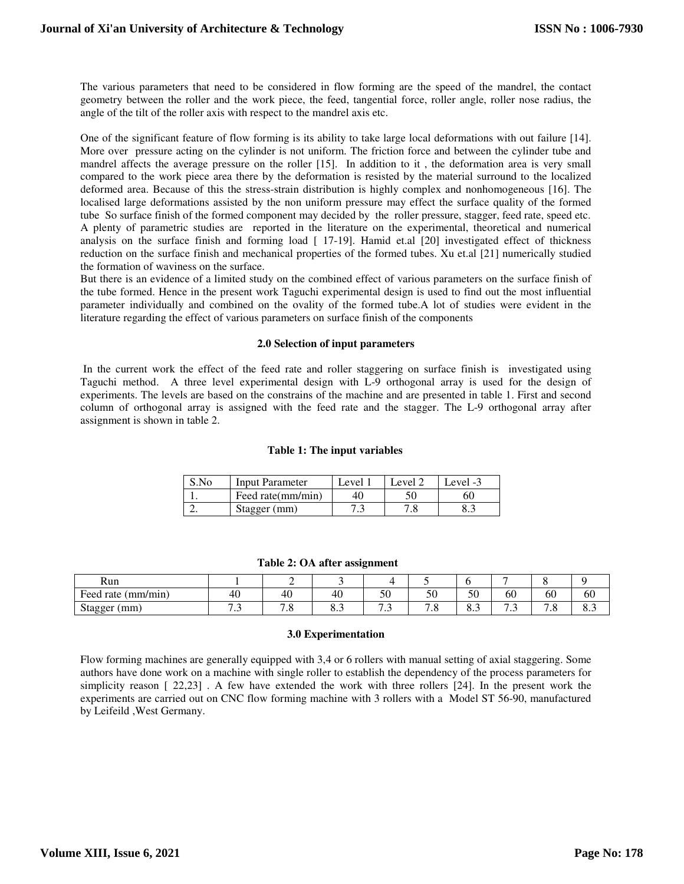The various parameters that need to be considered in flow forming are the speed of the mandrel, the contact geometry between the roller and the work piece, the feed, tangential force, roller angle, roller nose radius, the angle of the tilt of the roller axis with respect to the mandrel axis etc.

One of the significant feature of flow forming is its ability to take large local deformations with out failure [14]. More over pressure acting on the cylinder is not uniform. The friction force and between the cylinder tube and mandrel affects the average pressure on the roller [15]. In addition to it , the deformation area is very small compared to the work piece area there by the deformation is resisted by the material surround to the localized deformed area. Because of this the stress-strain distribution is highly complex and nonhomogeneous [16]. The localised large deformations assisted by the non uniform pressure may effect the surface quality of the formed tube So surface finish of the formed component may decided by the roller pressure, stagger, feed rate, speed etc. A plenty of parametric studies are reported in the literature on the experimental, theoretical and numerical analysis on the surface finish and forming load [ 17-19]. Hamid et.al [20] investigated effect of thickness reduction on the surface finish and mechanical properties of the formed tubes. Xu et.al [21] numerically studied the formation of waviness on the surface.

But there is an evidence of a limited study on the combined effect of various parameters on the surface finish of the tube formed. Hence in the present work Taguchi experimental design is used to find out the most influential parameter individually and combined on the ovality of the formed tube.A lot of studies were evident in the literature regarding the effect of various parameters on surface finish of the components

### 2.0 Selection of input parameters

In the current work the effect of the feed rate and roller staggering on surface finish is investigated using Taguchi method. A three level experimental design with L-9 orthogonal array is used for the design of experiments. The levels are based on the constrains of the machine and are presented in table 1. First and second column of orthogonal array is assigned with the feed rate and the stagger. The L-9 orthogonal array after assignment is shown in table 2.

**Table 1: The input variables**

| S.No | Input Parameter | Level 1 | Level 2 | Level -3 |
|---|---|---|---|---|
| 1. | Feed rate(mm/min) | 40 | 50 | 60 |
| 2. | Stagger (mm) | 7.3 | 7.8 | 8.3 |

**Table 2: OA after assignment**

| Run | 1 | 2 | 3 | 4 | 5 | 6 | 7 | 8 | 9 |
|---|---|---|---|---|---|---|---|---|---|
| Feed rate (mm/min) | 40 | 40 | 40 | 50 | 50 | 50 | 60 | 60 | 60 |
| Stagger (mm) | 7.3 | 7.8 | 8.3 | 7.3 | 7.8 | 8.3 | 7.3 | 7.8 | 8.3 |

### 3.0 Experimentation

Flow forming machines are generally equipped with 3,4 or 6 rollers with manual setting of axial staggering. Some authors have done work on a machine with single roller to establish the dependency of the process parameters for simplicity reason [ 22,23] . A few have extended the work with three rollers [24]. In the present work the experiments are carried out on CNC flow forming machine with 3 rollers with a Model ST 56-90, manufactured by Leifeild ,West Germany.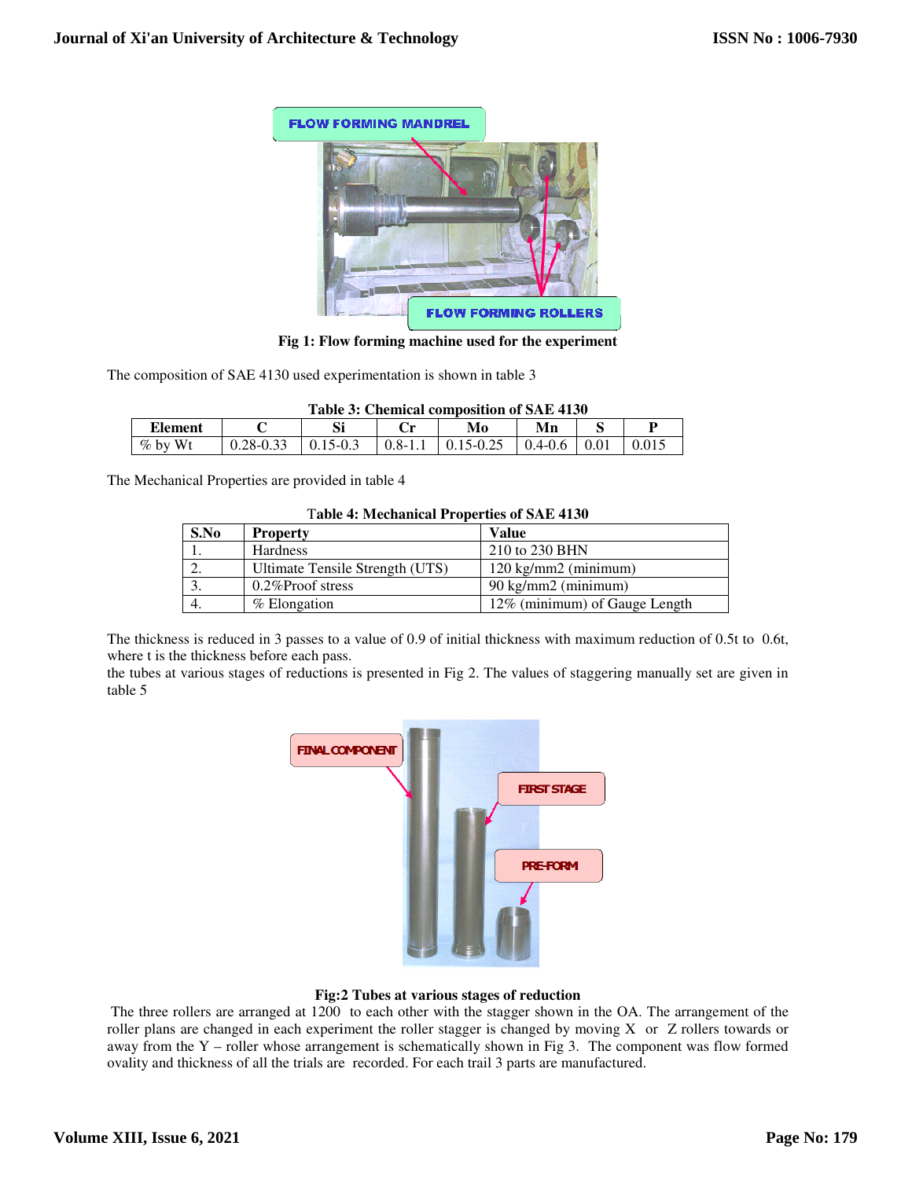Fig 1: Flow forming machine used for the experiment

The composition of SAE 4130 used experimentation is shown in table 3

**Table 3: Chemical composition of SAE 4130**

| Element | C | Si | Cr | Mo | Mn | S | P |
|---|---|---|---|---|---|---|---|
| % by Wt | 0.28-0.33 | 0.15-0.3 | 0.8-1.1 | 0.15-0.25 | 0.4-0.6 | 0.01 | 0.015 |

The Mechanical Properties are provided in table 4

**Table 4: Mechanical Properties of SAE 4130**

| S.No | Property | Value |
|---|---|---|
| 1. | Hardness | 210 to 230 BHN |
| 2. | Ultimate Tensile Strength (UTS) | 120 kg/mm2 (minimum) |
| 3. | 0.2%Proof stress | 90 kg/mm2 (minimum) |
| 4. | % Elongation | 12% (minimum) of Gauge Length |

The thickness is reduced in 3 passes to a value of 0.9 of initial thickness with maximum reduction of 0.5t to 0.6t, where t is the thickness before each pass.
the tubes at various stages of reductions is presented in Fig 2. The values of staggering manually set are given in table 5

**Fig:2 Tubes at various stages of reduction**

The three rollers are arranged at 1200 to each other with the stagger shown in the OA. The arrangement of the roller plans are changed in each experiment the roller stagger is changed by moving X or Z rollers towards or away from the Y – roller whose arrangement is schematically shown in Fig 3. The component was flow formed ovality and thickness of all the trials are recorded. For each trail 3 parts are manufactured.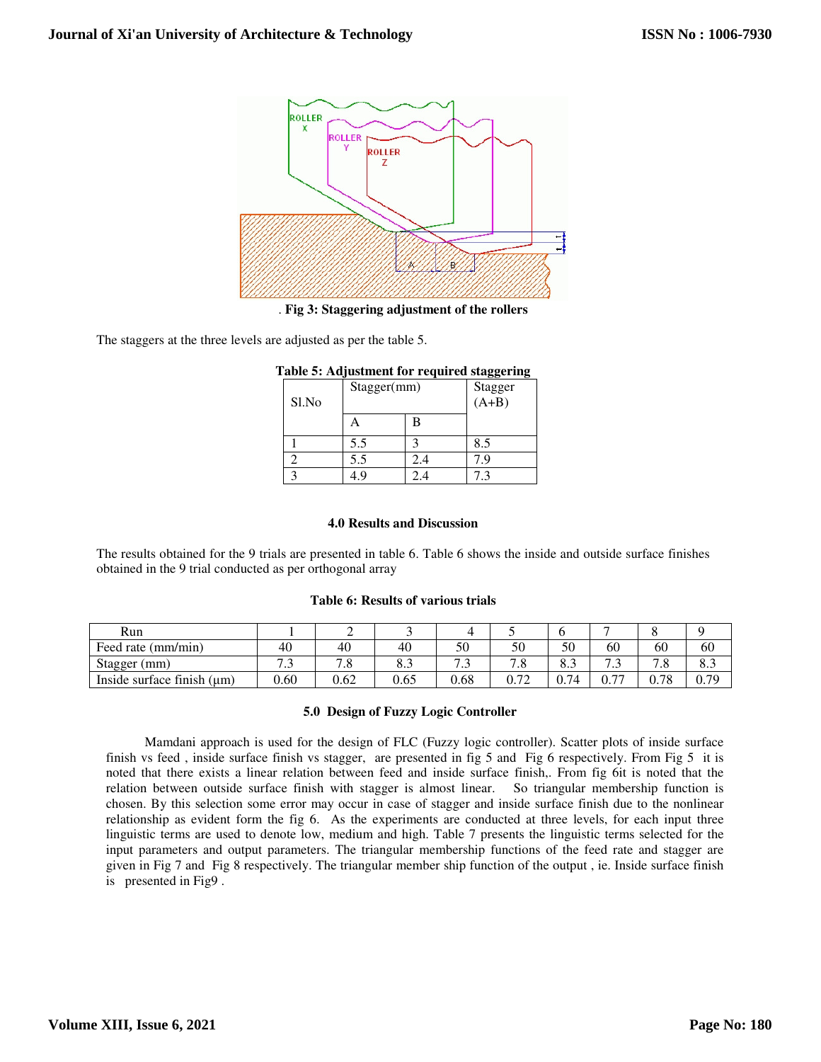. **Fig 3: Staggering adjustment of the rollers**

The staggers at the three levels are adjusted as per the table 5.

**Table 5: Adjustment for required staggering**

| Sl.No | Stagger(mm) | | Stagger (A+B) |
|---|---|---|---|
| | A | B | |
| 1 | 5.5 | 3 | 8.5 |
| 2 | 5.5 | 2.4 | 7.9 |
| 3 | 4.9 | 2.4 | 7.3 |

## 4.0 Results and Discussion

The results obtained for the 9 trials are presented in table 6. Table 6 shows the inside and outside surface finishes obtained in the 9 trial conducted as per orthogonal array

**Table 6: Results of various trials**

| Run | 1 | 2 | 3 | 4 | 5 | 6 | 7 | 8 | 9 |
|---|---|---|---|---|---|---|---|---|---|
| Feed rate (mm/min) | 40 | 40 | 40 | 50 | 50 | 50 | 60 | 60 | 60 |
| Stagger (mm) | 7.3 | 7.8 | 8.3 | 7.3 | 7.8 | 8.3 | 7.3 | 7.8 | 8.3 |
| Inside surface finish (μm) | 0.60 | 0.62 | 0.65 | 0.68 | 0.72 | 0.74 | 0.77 | 0.78 | 0.79 |

## 5.0 Design of Fuzzy Logic Controller

Mamdani approach is used for the design of FLC (Fuzzy logic controller). Scatter plots of inside surface finish vs feed , inside surface finish vs stagger, are presented in fig 5 and Fig 6 respectively. From Fig 5 it is noted that there exists a linear relation between feed and inside surface finish,. From fig 6it is noted that the relation between outside surface finish with stagger is almost linear. So triangular membership function is chosen. By this selection some error may occur in case of stagger and inside surface finish due to the nonlinear relationship as evident form the fig 6. As the experiments are conducted at three levels, for each input three linguistic terms are used to denote low, medium and high. Table 7 presents the linguistic terms selected for the input parameters and output parameters. The triangular membership functions of the feed rate and stagger are given in Fig 7 and Fig 8 respectively. The triangular member ship function of the output , ie. Inside surface finish is presented in Fig9 .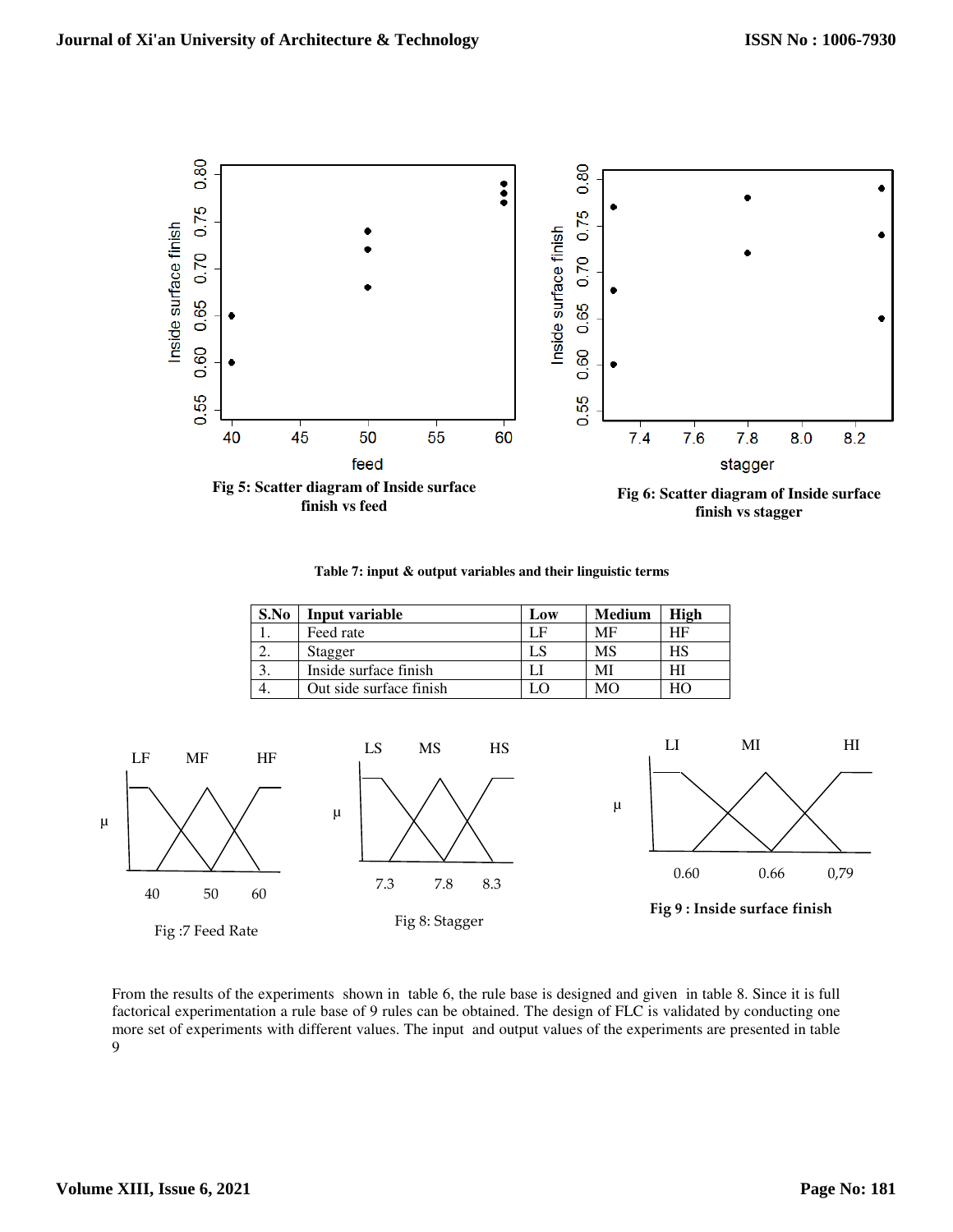Fig 5: Scatter diagram of Inside surface finish vs feed

Fig 6: Scatter diagram of Inside surface finish vs stagger

**Table 7: input & output variables and their linguistic terms**

| S.No | Input variable | Low | Medium | High |
|---|---|---|---|---|
| 1. | Feed rate | LF | MF | HF |
| 2. | Stagger | LS | MS | HS |
| 3. | Inside surface finish | LI | MI | HI |
| 4. | Out side surface finish | LO | MO | HO |

Fig :7 Feed Rate

Fig 8: Stagger

**Fig 9 : Inside surface finish**

From the results of the experiments shown in table 6, the rule base is designed and given in table 8. Since it is full factorical experimentation a rule base of 9 rules can be obtained. The design of FLC is validated by conducting one more set of experiments with different values. The input and output values of the experiments are presented in table 9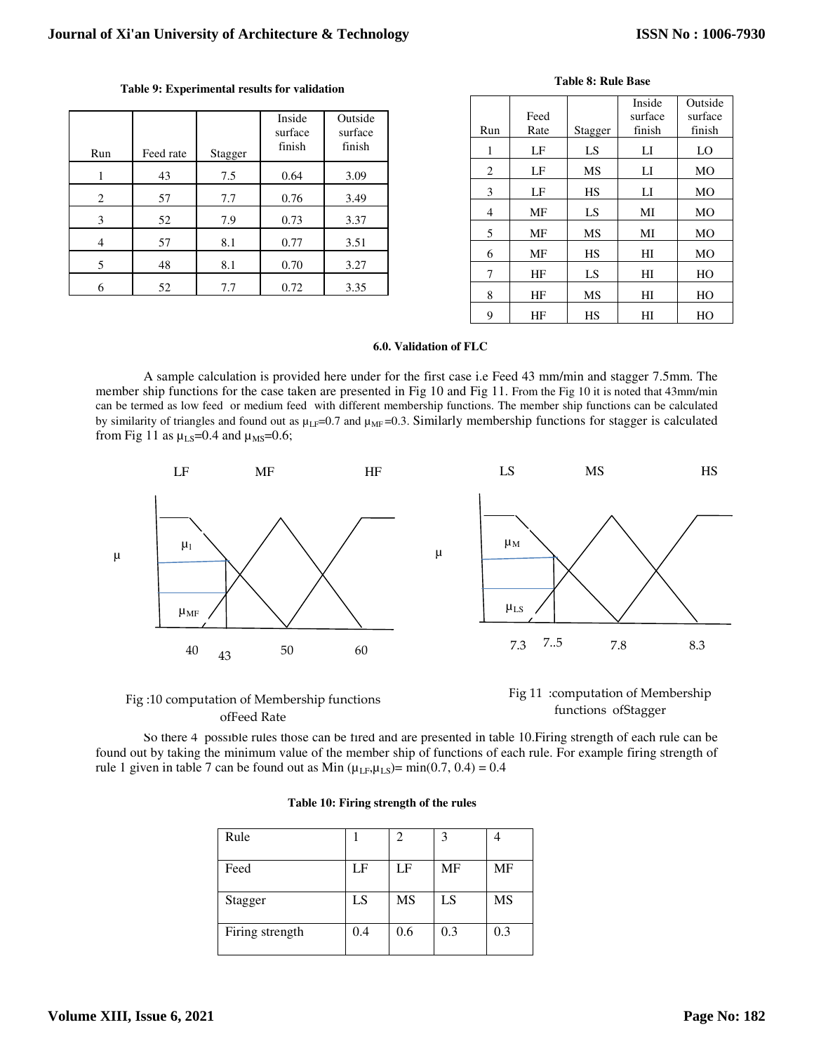**Table 9: Experimental results for validation**

| Run | Feed rate | Stagger | Inside surface finish | Outside surface finish |
|---|---|---|---|---|
| 1 | 43 | 7.5 | 0.64 | 3.09 |
| 2 | 57 | 7.7 | 0.76 | 3.49 |
| 3 | 52 | 7.9 | 0.73 | 3.37 |
| 4 | 57 | 8.1 | 0.77 | 3.51 |
| 5 | 48 | 8.1 | 0.70 | 3.27 |
| 6 | 52 | 7.7 | 0.72 | 3.35 |

**Table 8: Rule Base**

| Run | Feed Rate | Stagger | Inside surface finish | Outside surface finish |
|---|---|---|---|---|
| 1 | LF | LS | LI | LO |
| 2 | LF | MS | LI | MO |
| 3 | LF | HS | LI | MO |
| 4 | MF | LS | MI | MO |
| 5 | MF | MS | MI | MO |
| 6 | MF | HS | HI | MO |
| 7 | HF | LS | HI | HO |
| 8 | HF | MS | HI | HO |
| 9 | HF | HS | HI | HO |

## 6.0. Validation of FLC

A sample calculation is provided here under for the first case i.e Feed 43 mm/min and stagger 7.5mm. The member ship functions for the case taken are presented in Fig 10 and Fig 11. From the Fig 10 it is noted that 43mm/min can be termed as low feed or medium feed with different membership functions. The member ship functions can be calculated by similarity of triangles and found out as $\mu_{LF}$=0.7 and $\mu_{MF}$=0.3. Similarly membership functions for stagger is calculated from Fig 11 as $\mu_{LS}$=0.4 and $\mu_{MS}$=0.6;

LF MF HF

μ $\mu_1$ $\mu_{MF}$

40 43 50 60

Fig :10 computation of Membership functions ofFeed Rate

LS MS HS

μ $\mu_M$ $\mu_{LS}$

7.3 7..5 7.8 8.3

Fig 11 :computation of Membership functions ofStagger

So there 4 possible rules those can be fired and are presented in table 10.Firing strength of each rule can be found out by taking the minimum value of the member ship of functions of each rule. For example firing strength of rule 1 given in table 7 can be found out as Min ($\mu_{LF}$,$\mu_{LS}$)= min(0.7, 0.4) = 0.4

**Table 10: Firing strength of the rules**

| Rule | 1 | 2 | 3 | 4 |
|---|---|---|---|---|
| Feed | LF | LF | MF | MF |
| Stagger | LS | MS | LS | MS |
| Firing strength | 0.4 | 0.6 | 0.3 | 0.3 |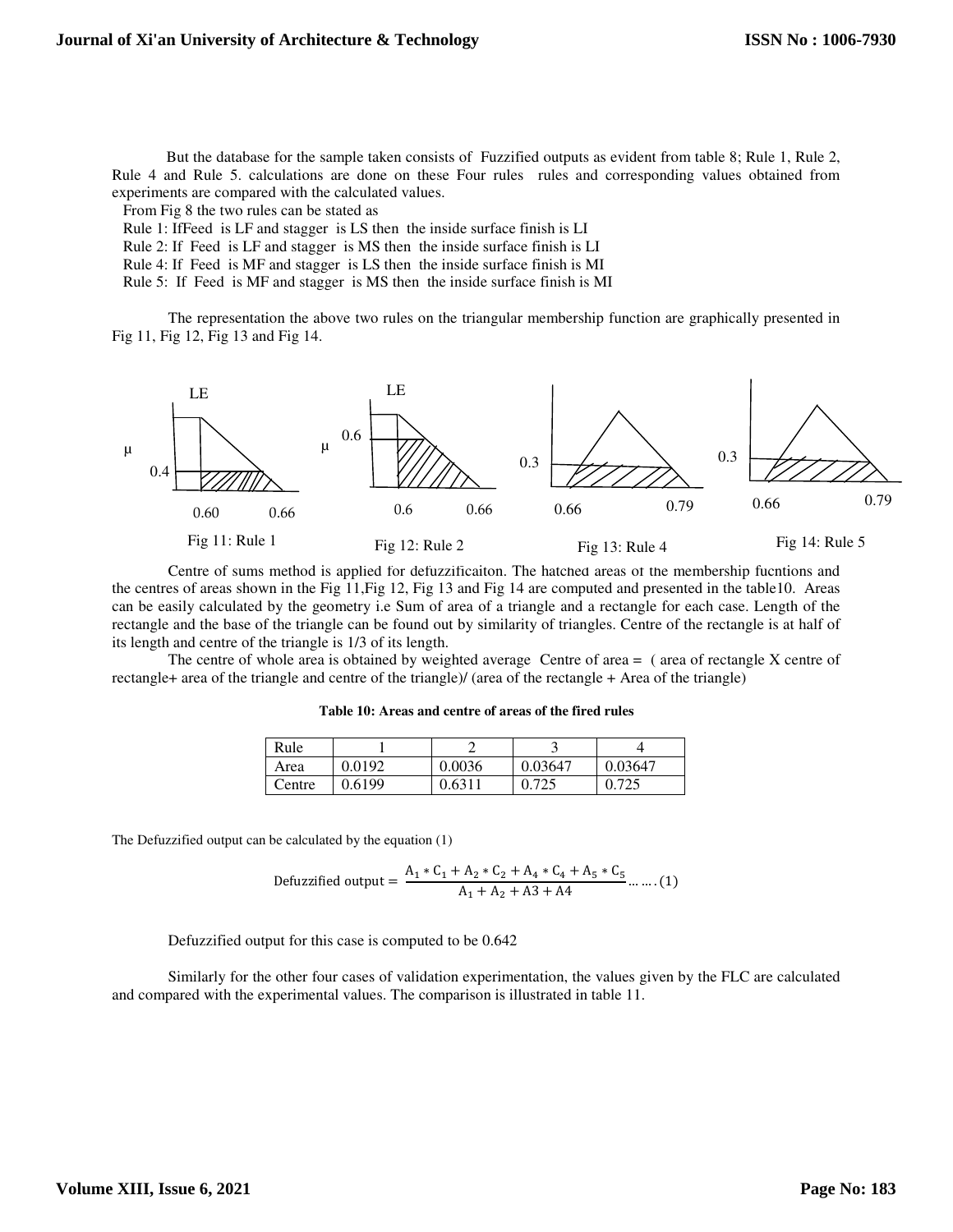But the database for the sample taken consists of Fuzzified outputs as evident from table 8; Rule 1, Rule 2, Rule 4 and Rule 5. calculations are done on these Four rules rules and corresponding values obtained from experiments are compared with the calculated values.

From Fig 8 the two rules can be stated as

Rule 1: IfFeed is LF and stagger is LS then the inside surface finish is LI

Rule 2: If Feed is LF and stagger is MS then the inside surface finish is LI

Rule 4: If Feed is MF and stagger is LS then the inside surface finish is MI

Rule 5: If Feed is MF and stagger is MS then the inside surface finish is MI

The representation the above two rules on the triangular membership function are graphically presented in Fig 11, Fig 12, Fig 13 and Fig 14.

Fig 11: Rule 1

Fig 12: Rule 2

Fig 13: Rule 4

Fig 14: Rule 5

Centre of sums method is applied for defuzzificaiton. The hatched areas of the membership fucntions and the centres of areas shown in the Fig 11,Fig 12, Fig 13 and Fig 14 are computed and presented in the table10. Areas can be easily calculated by the geometry i.e Sum of area of a triangle and a rectangle for each case. Length of the rectangle and the base of the triangle can be found out by similarity of triangles. Centre of the rectangle is at half of its length and centre of the triangle is 1/3 of its length.

The centre of whole area is obtained by weighted average Centre of area = ( area of rectangle X centre of rectangle+ area of the triangle and centre of the triangle)/ (area of the rectangle + Area of the triangle)

**Table 10: Areas and centre of areas of the fired rules**

| Rule | 1 | 2 | 3 | 4 |
|---|---|---|---|---|
| Area | 0.0192 | 0.0036 | 0.03647 | 0.03647 |
| Centre | 0.6199 | 0.6311 | 0.725 | 0.725 |

The Defuzzified output can be calculated by the equation (1)

$$\text{Defuzzified output} = \frac{A_1 * C_1 + A_2 * C_2 + A_4 * C_4 + A_5 * C_5}{A_1 + A_2 + A3 + A4} \ldots\ldots(1)$$

Defuzzified output for this case is computed to be 0.642

Similarly for the other four cases of validation experimentation, the values given by the FLC are calculated and compared with the experimental values. The comparison is illustrated in table 11.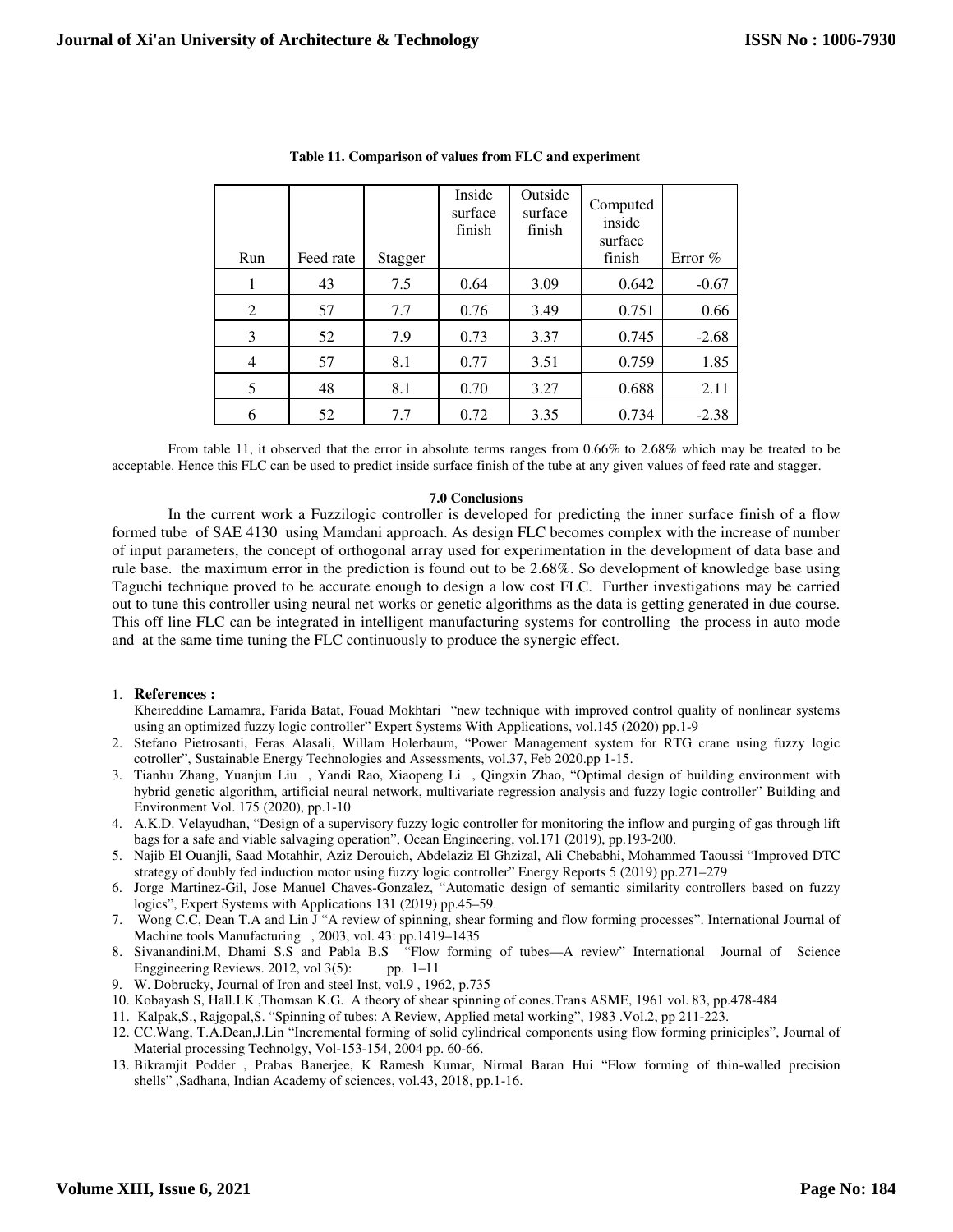**Table 11. Comparison of values from FLC and experiment**

| Run | Feed rate | Stagger | Inside surface finish | Outside surface finish | Computed inside surface finish | Error % |
|---|---|---|---|---|---|---|
| 1 | 43 | 7.5 | 0.64 | 3.09 | 0.642 | -0.67 |
| 2 | 57 | 7.7 | 0.76 | 3.49 | 0.751 | 0.66 |
| 3 | 52 | 7.9 | 0.73 | 3.37 | 0.745 | -2.68 |
| 4 | 57 | 8.1 | 0.77 | 3.51 | 0.759 | 1.85 |
| 5 | 48 | 8.1 | 0.70 | 3.27 | 0.688 | 2.11 |
| 6 | 52 | 7.7 | 0.72 | 3.35 | 0.734 | -2.38 |

From table 11, it observed that the error in absolute terms ranges from 0.66% to 2.68% which may be treated to be acceptable. Hence this FLC can be used to predict inside surface finish of the tube at any given values of feed rate and stagger.

## 7.0 Conclusions

In the current work a Fuzzilogic controller is developed for predicting the inner surface finish of a flow formed tube of SAE 4130 using Mamdani approach. As design FLC becomes complex with the increase of number of input parameters, the concept of orthogonal array used for experimentation in the development of data base and rule base. the maximum error in the prediction is found out to be 2.68%. So development of knowledge base using Taguchi technique proved to be accurate enough to design a low cost FLC. Further investigations may be carried out to tune this controller using neural net works or genetic algorithms as the data is getting generated in due course. This off line FLC can be integrated in intelligent manufacturing systems for controlling the process in auto mode and at the same time tuning the FLC continuously to produce the synergic effect.

## References :

1. Kheireddine Lamamra, Farida Batat, Fouad Mokhtari "new technique with improved control quality of nonlinear systems using an optimized fuzzy logic controller" Expert Systems With Applications, vol.145 (2020) pp.1-9
2. Stefano Pietrosanti, Feras Alasali, Willam Holerbaum, "Power Management system for RTG crane using fuzzy logic cotroller", Sustainable Energy Technologies and Assessments, vol.37, Feb 2020.pp 1-15.
3. Tianhu Zhang, Yuanjun Liu , Yandi Rao, Xiaopeng Li , Qingxin Zhao, "Optimal design of building environment with hybrid genetic algorithm, artificial neural network, multivariate regression analysis and fuzzy logic controller" Building and Environment Vol. 175 (2020), pp.1-10
4. A.K.D. Velayudhan, "Design of a supervisory fuzzy logic controller for monitoring the inflow and purging of gas through lift bags for a safe and viable salvaging operation", Ocean Engineering, vol.171 (2019), pp.193-200.
5. Najib El Ouanjli, Saad Motahhir, Aziz Derouich, Abdelaziz El Ghzizal, Ali Chebabhi, Mohammed Taoussi "Improved DTC strategy of doubly fed induction motor using fuzzy logic controller" Energy Reports 5 (2019) pp.271–279
6. Jorge Martinez-Gil, Jose Manuel Chaves-Gonzalez, "Automatic design of semantic similarity controllers based on fuzzy logics", Expert Systems with Applications 131 (2019) pp.45–59.
7. Wong C.C, Dean T.A and Lin J "A review of spinning, shear forming and flow forming processes". International Journal of Machine tools Manufacturing , 2003, vol. 43: pp.1419–1435
8. Sivanandini.M, Dhami S.S and Pabla B.S "Flow forming of tubes—A review" International Journal of Science Enggineering Reviews. 2012, vol 3(5): pp. 1–11
9. W. Dobrucky, Journal of Iron and steel Inst, vol.9 , 1962, p.735
10. Kobayash S, Hall.I.K ,Thomsan K.G. A theory of shear spinning of cones.Trans ASME, 1961 vol. 83, pp.478-484
11. Kalpak,S., Rajgopal,S. "Spinning of tubes: A Review, Applied metal working", 1983 .Vol.2, pp 211-223.
12. CC.Wang, T.A.Dean,J.Lin "Incremental forming of solid cylindrical components using flow forming priniciples", Journal of Material processing Technolgy, Vol-153-154, 2004 pp. 60-66.
13. Bikramjit Podder , Prabas Banerjee, K Ramesh Kumar, Nirmal Baran Hui "Flow forming of thin-walled precision shells" ,Sadhana, Indian Academy of sciences, vol.43, 2018, pp.1-16.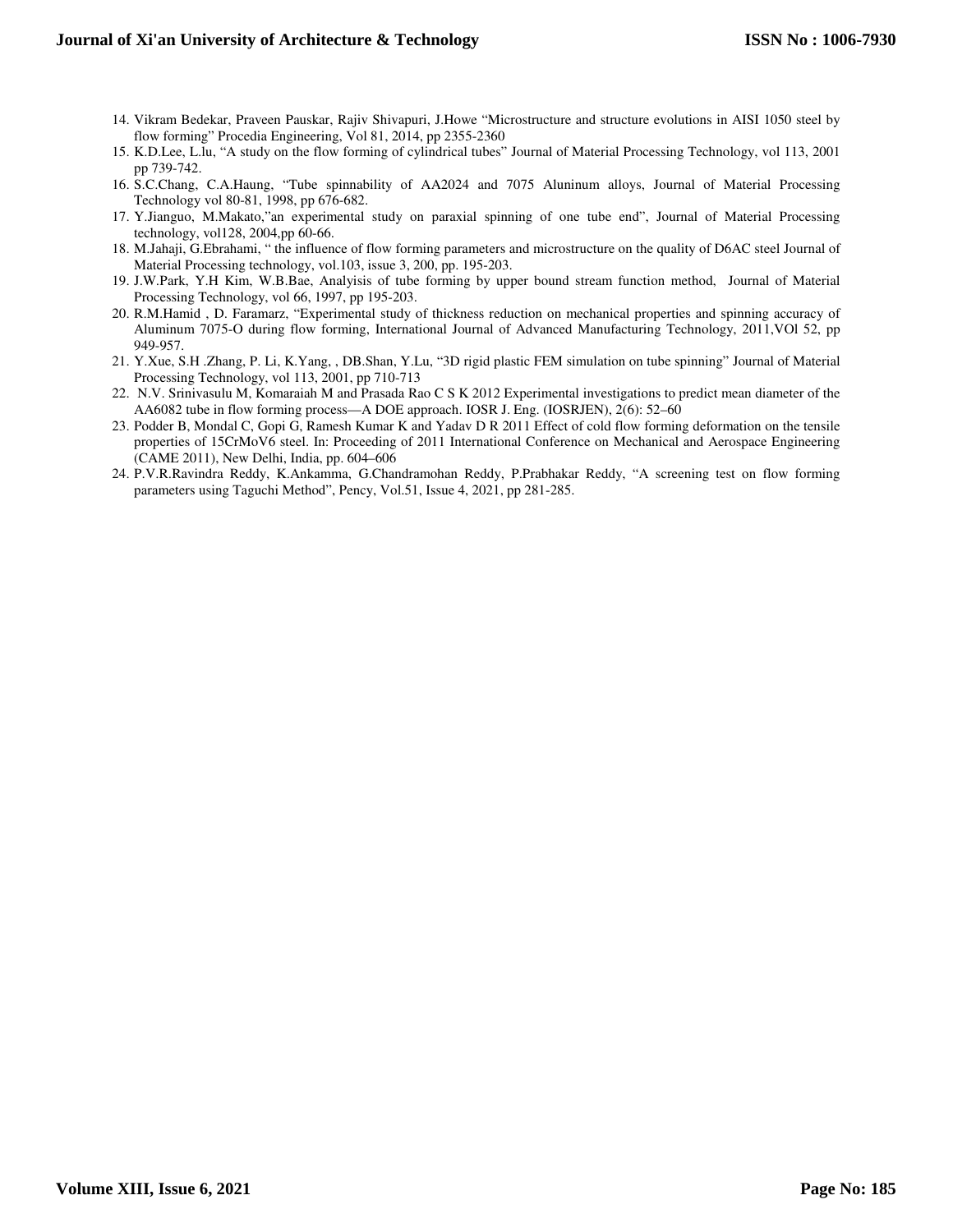14. Vikram Bedekar, Praveen Pauskar, Rajiv Shivapuri, J.Howe “Microstructure and structure evolutions in AISI 1050 steel by flow forming” Procedia Engineering, Vol 81, 2014, pp 2355-2360
15. K.D.Lee, L.lu, “A study on the flow forming of cylindrical tubes” Journal of Material Processing Technology, vol 113, 2001 pp 739-742.
16. S.C.Chang, C.A.Haung, “Tube spinnability of AA2024 and 7075 Aluninum alloys, Journal of Material Processing Technology vol 80-81, 1998, pp 676-682.
17. Y.Jianguo, M.Makato,”an experimental study on paraxial spinning of one tube end”, Journal of Material Processing technology, vol128, 2004,pp 60-66.
18. M.Jahaji, G.Ebrahami, “ the influence of flow forming parameters and microstructure on the quality of D6AC steel Journal of Material Processing technology, vol.103, issue 3, 200, pp. 195-203.
19. J.W.Park, Y.H Kim, W.B.Bae, Analyisis of tube forming by upper bound stream function method, Journal of Material Processing Technology, vol 66, 1997, pp 195-203.
20. R.M.Hamid , D. Faramarz, “Experimental study of thickness reduction on mechanical properties and spinning accuracy of Aluminum 7075-O during flow forming, International Journal of Advanced Manufacturing Technology, 2011,VOl 52, pp 949-957.
21. Y.Xue, S.H .Zhang, P. Li, K.Yang, , DB.Shan, Y.Lu, “3D rigid plastic FEM simulation on tube spinning” Journal of Material Processing Technology, vol 113, 2001, pp 710-713
22. N.V. Srinivasulu M, Komaraiah M and Prasada Rao C S K 2012 Experimental investigations to predict mean diameter of the AA6082 tube in flow forming process—A DOE approach. IOSR J. Eng. (IOSRJEN), 2(6): 52–60
23. Podder B, Mondal C, Gopi G, Ramesh Kumar K and Yadav D R 2011 Effect of cold flow forming deformation on the tensile properties of 15CrMoV6 steel. In: Proceeding of 2011 International Conference on Mechanical and Aerospace Engineering (CAME 2011), New Delhi, India, pp. 604–606
24. P.V.R.Ravindra Reddy, K.Ankamma, G.Chandramohan Reddy, P.Prabhakar Reddy, “A screening test on flow forming parameters using Taguchi Method”, Pency, Vol.51, Issue 4, 2021, pp 281-285.